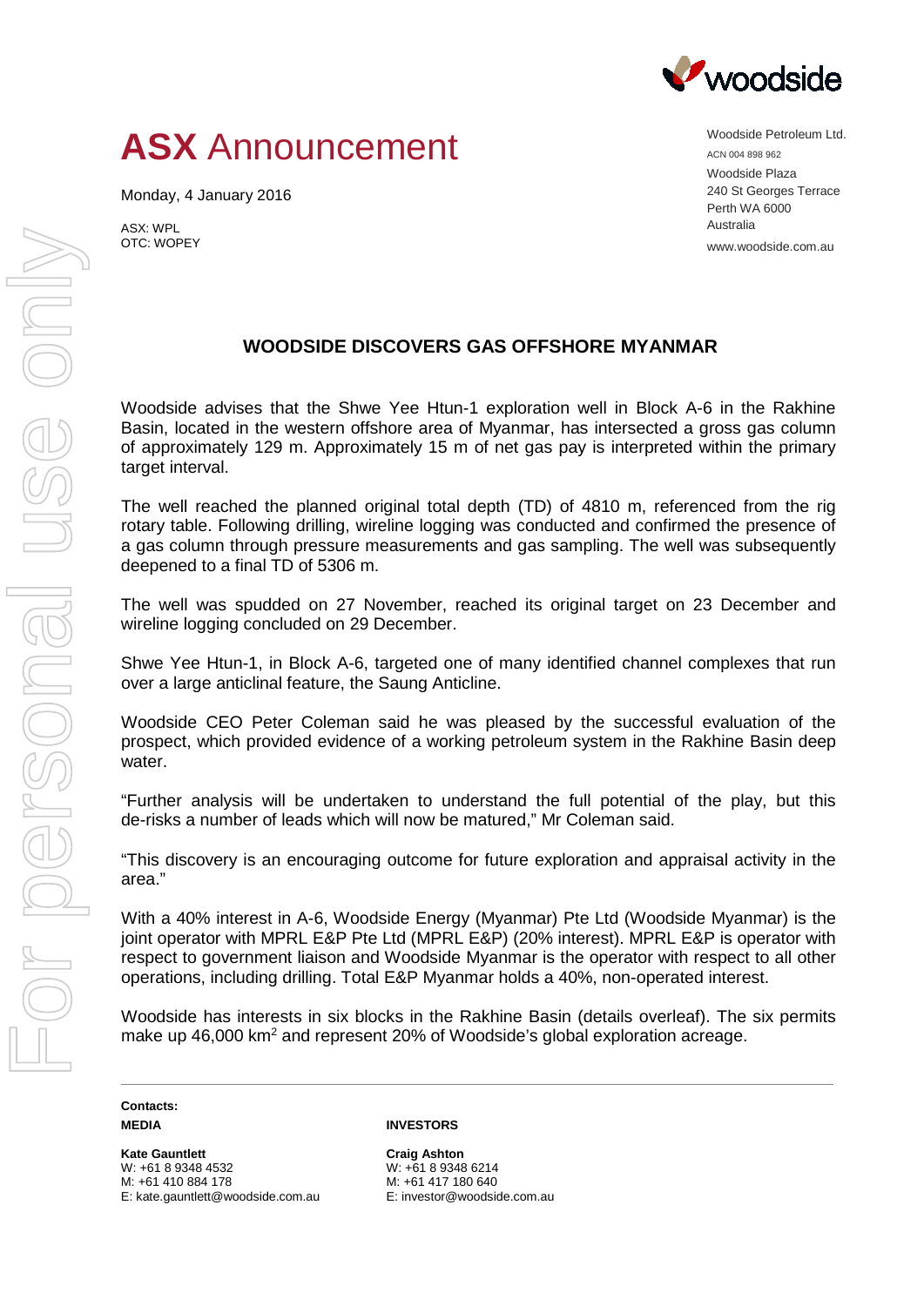# ASX Announcement

Monday, 4 January 2016

ASX: WPL
OTC: WOPEY

Woodside Petroleum Ltd.
ACN 004 898 962
Woodside Plaza
240 St Georges Terrace
Perth WA 6000
Australia
www.woodside.com.au

## WOODSIDE DISCOVERS GAS OFFSHORE MYANMAR

Woodside advises that the Shwe Yee Htun-1 exploration well in Block A-6 in the Rakhine Basin, located in the western offshore area of Myanmar, has intersected a gross gas column of approximately 129 m. Approximately 15 m of net gas pay is interpreted within the primary target interval.

The well reached the planned original total depth (TD) of 4810 m, referenced from the rig rotary table. Following drilling, wireline logging was conducted and confirmed the presence of a gas column through pressure measurements and gas sampling. The well was subsequently deepened to a final TD of 5306 m.

The well was spudded on 27 November, reached its original target on 23 December and wireline logging concluded on 29 December.

Shwe Yee Htun-1, in Block A-6, targeted one of many identified channel complexes that run over a large anticlinal feature, the Saung Anticline.

Woodside CEO Peter Coleman said he was pleased by the successful evaluation of the prospect, which provided evidence of a working petroleum system in the Rakhine Basin deep water.

"Further analysis will be undertaken to understand the full potential of the play, but this de-risks a number of leads which will now be matured," Mr Coleman said.

"This discovery is an encouraging outcome for future exploration and appraisal activity in the area."

With a 40% interest in A-6, Woodside Energy (Myanmar) Pte Ltd (Woodside Myanmar) is the joint operator with MPRL E&P Pte Ltd (MPRL E&P) (20% interest). MPRL E&P is operator with respect to government liaison and Woodside Myanmar is the operator with respect to all other operations, including drilling. Total E&P Myanmar holds a 40%, non-operated interest.

Woodside has interests in six blocks in the Rakhine Basin (details overleaf). The six permits make up 46,000 km$^2$ and represent 20% of Woodside's global exploration acreage.

---

**Contacts:**

**MEDIA**

**Kate Gauntlett**
W: +61 8 9348 4532
M: +61 410 884 178
E: kate.gauntlett@woodside.com.au

**INVESTORS**

**Craig Ashton**
W: +61 8 9348 6214
M: +61 417 180 640
E: investor@woodside.com.au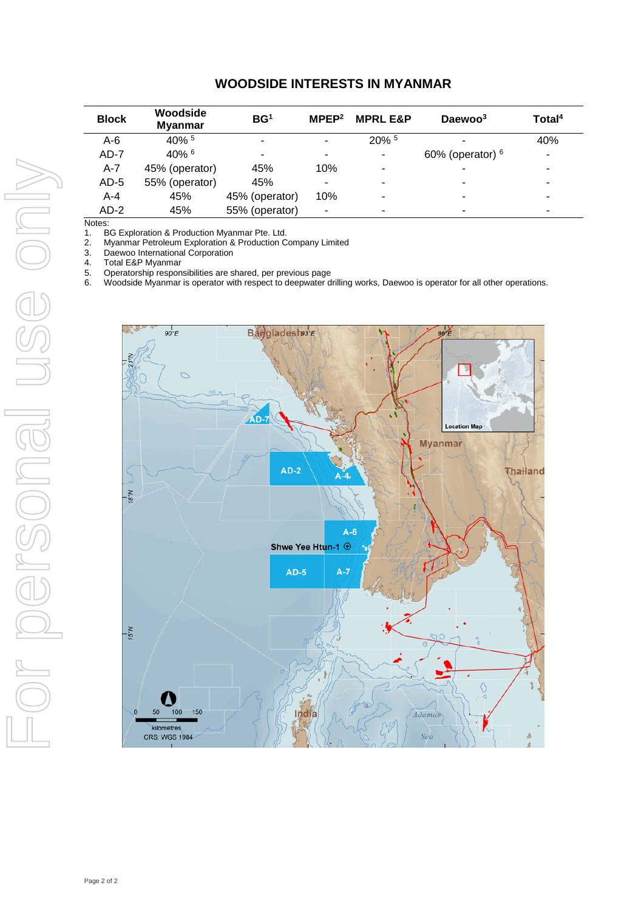## WOODSIDE INTERESTS IN MYANMAR

| Block | Woodside Myanmar | BG[1] | MPEP[2] | MPRL E&P | Daewoo[3] | Total[4] |
|---|---|---|---|---|---|---|
| A-6 | 40% [5] | - | - | 20% [5] | - | 40% |
| AD-7 | 40% [6] | - | - | - | 60% (operator) [6] | - |
| A-7 | 45% (operator) | 45% | 10% | - | - | - |
| AD-5 | 55% (operator) | 45% | - | - | - | - |
| A-4 | 45% | 45% (operator) | 10% | - | - | - |
| AD-2 | 45% | 55% (operator) | - | - | - | - |

Notes:

1. BG Exploration & Production Myanmar Pte. Ltd.
2. Myanmar Petroleum Exploration & Production Company Limited
3. Daewoo International Corporation
4. Total E&P Myanmar
5. Operatorship responsibilities are shared, per previous page
6. Woodside Myanmar is operator with respect to deepwater drilling works, Daewoo is operator for all other operations.

Bangladesh
90°E
93°E
96°E
21°N
18°N
15°N
AD-7
AD-2
A-4
A-6
Shwe Yee Htun-1
AD-5
A-7
Myanmar
Thailand
Location Map
India
Andaman Sea
0 50 100 150
kilometres
CRS: WGS 1984